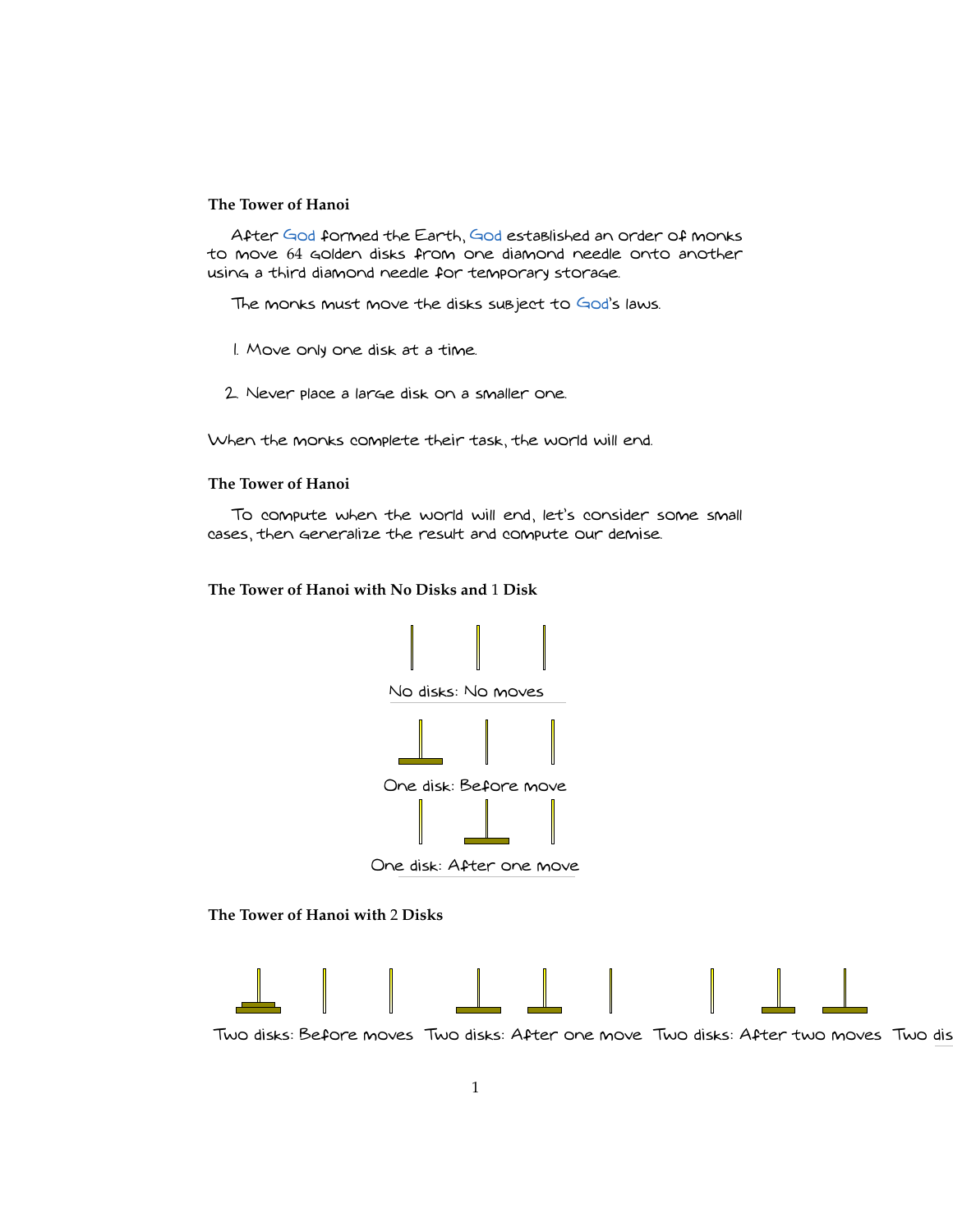### The Tower of Hanoi

After God formed the Earth, God established an order of monks to move 64 golden disks from one diamond needle onto another using a third diamond needle for temporary storage.

The monks must move the disks subject to God's laws.

1. Move only one disk at a time.
2. Never place a large disk on a smaller one.

When the monks complete their task, the world will end.

### The Tower of Hanoi

To compute when the world will end, let's consider some small cases, then generalize the result and compute our demise.

### The Tower of Hanoi with No Disks and 1 Disk

No disks: No moves

One disk: Before move

One disk: After one move

### The Tower of Hanoi with 2 Disks

Two disks: Before moves Two disks: After one move Two disks: After two moves Two dis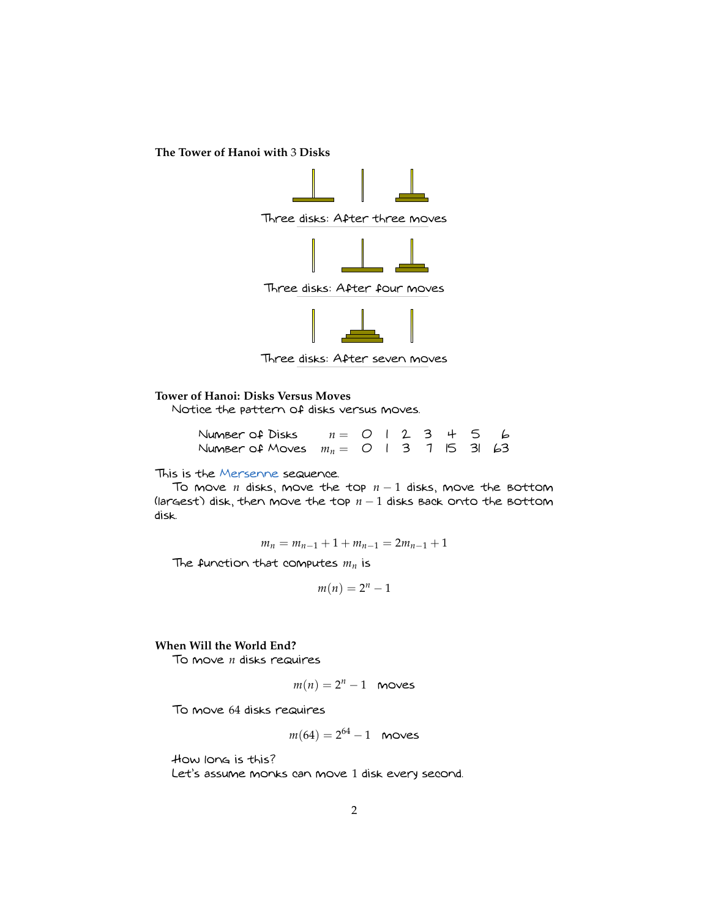**The Tower of Hanoi with 3 Disks**

Three disks: After three moves

Three disks: After four moves

Three disks: After seven moves

**Tower of Hanoi: Disks Versus Moves**

Notice the pattern of disks versus moves.

| Number of Disks | $n =$ | 0 | 1 | 2 | 3 | 4 | 5 | 6 |
|---|---|---|---|---|---|---|---|---|
| Number of Moves | $m_n =$ | 0 | 1 | 3 | 7 | 15 | 31 | 63 |

This is the Mersenne sequence.

To move $n$ disks, move the top $n-1$ disks, move the bottom (largest) disk, then move the top $n-1$ disks back onto the bottom disk.

$$m_n = m_{n-1} + 1 + m_{n-1} = 2m_{n-1} + 1$$

The function that computes $m_n$ is

$$m(n) = 2^n - 1$$

**When Will the World End?**

To move $n$ disks requires

$$m(n) = 2^n - 1 \quad \text{moves}$$

To move 64 disks requires

$$m(64) = 2^{64} - 1 \quad \text{moves}$$

How long is this?

Let's assume monks can move 1 disk every second.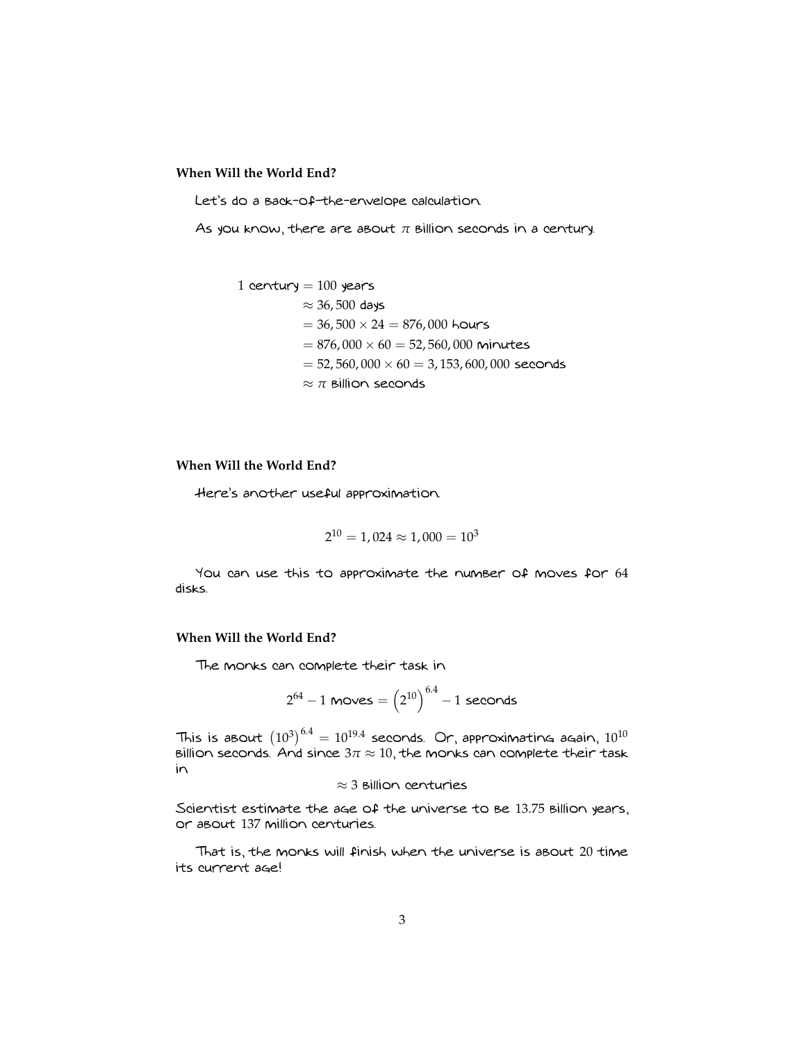**When Will the World End?**

Let's do a back-of-the-envelope calculation.

As you know, there are about $\pi$ billion seconds in a century.

$$
\begin{aligned}
1 \text{ century} &= 100 \text{ years} \\
&\approx 36,500 \text{ days} \\
&= 36,500 \times 24 = 876,000 \text{ hours} \\
&= 876,000 \times 60 = 52,560,000 \text{ minutes} \\
&= 52,560,000 \times 60 = 3,153,600,000 \text{ seconds} \\
&\approx \pi \text{ billion seconds}
\end{aligned}
$$

**When Will the World End?**

Here's another useful approximation.

$$2^{10} = 1,024 \approx 1,000 = 10^3$$

You can use this to approximate the number of moves for $64$ disks.

**When Will the World End?**

The monks can complete their task in

$$2^{64} - 1 \text{ moves} = \left(2^{10}\right)^{6.4} - 1 \text{ seconds}$$

This is about $\left(10^3\right)^{6.4} = 10^{19.4}$ seconds. Or, approximating again, $10^{10}$ billion seconds. And since $3\pi \approx 10$, the monks can complete their task in

$$\approx 3 \text{ billion centuries}$$

Scientist estimate the age of the universe to be $13.75$ billion years, or about $137$ million centuries.

That is, the monks will finish when the universe is about $20$ time its current age!